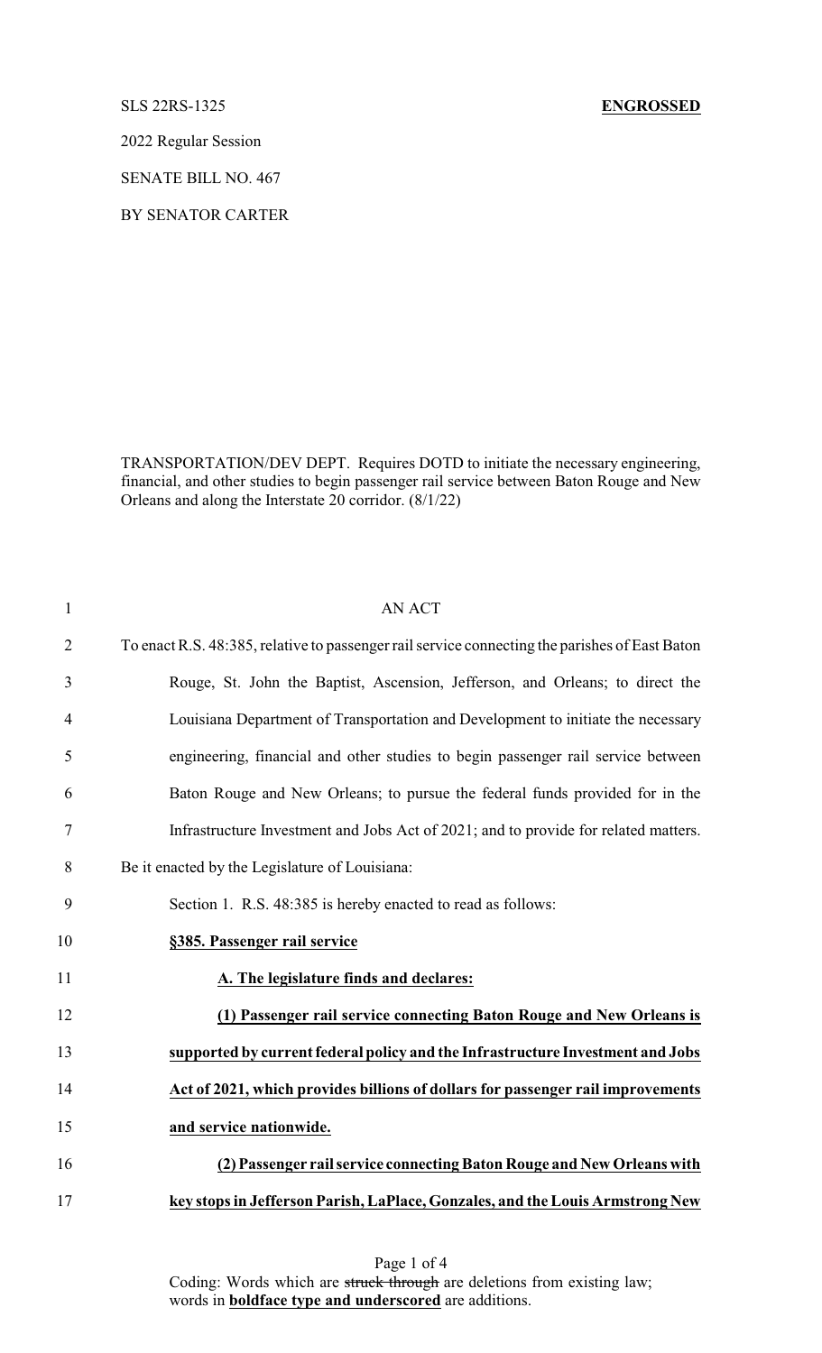SLS 22RS-1325 **ENGROSSED**

2022 Regular Session

SENATE BILL NO. 467

BY SENATOR CARTER

TRANSPORTATION/DEV DEPT. Requires DOTD to initiate the necessary engineering, financial, and other studies to begin passenger rail service between Baton Rouge and New Orleans and along the Interstate 20 corridor. (8/1/22)

AN ACT

To enact R.S. 48:385, relative to passenger rail service connecting the parishes of East Baton Rouge, St. John the Baptist, Ascension, Jefferson, and Orleans; to direct the Louisiana Department of Transportation and Development to initiate the necessary engineering, financial and other studies to begin passenger rail service between Baton Rouge and New Orleans; to pursue the federal funds provided for in the Infrastructure Investment and Jobs Act of 2021; and to provide for related matters.

Be it enacted by the Legislature of Louisiana:

Section 1. R.S. 48:385 is hereby enacted to read as follows:

**§385. Passenger rail service**

**A. The legislature finds and declares:**

**(1) Passenger rail service connecting Baton Rouge and New Orleans is supported by current federal policy and the Infrastructure Investment and Jobs Act of 2021, which provides billions of dollars for passenger rail improvements and service nationwide.**

**(2) Passenger rail service connecting Baton Rouge and New Orleans with key stops in Jefferson Parish, LaPlace, Gonzales, and the Louis Armstrong New**

Coding: Words which are ~~struck through~~ are deletions from existing law; words in **boldface type and underscored** are additions.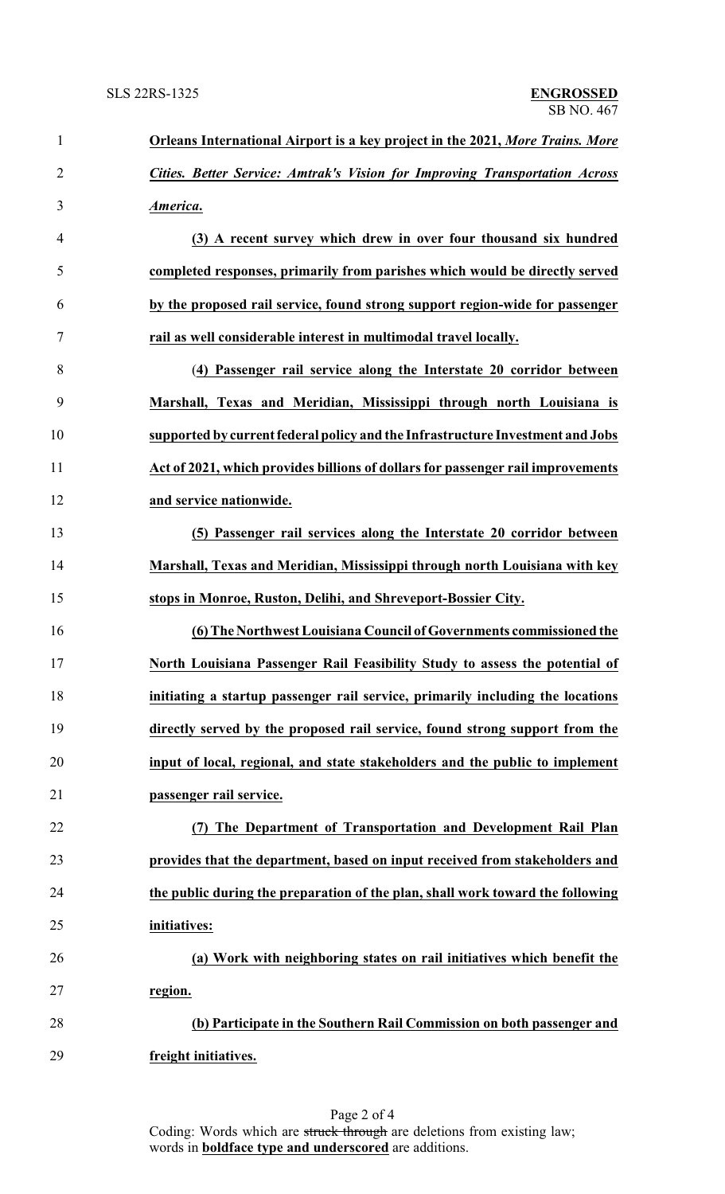**Orleans International Airport is a key project in the 2021, *More Trains. More Cities. Better Service: Amtrak's Vision for Improving Transportation Across America.***

**(3) A recent survey which drew in over four thousand six hundred completed responses, primarily from parishes which would be directly served by the proposed rail service, found strong support region-wide for passenger rail as well considerable interest in multimodal travel locally.**

**(4) Passenger rail service along the Interstate 20 corridor between Marshall, Texas and Meridian, Mississippi through north Louisiana is supported by current federal policy and the Infrastructure Investment and Jobs Act of 2021, which provides billions of dollars for passenger rail improvements and service nationwide.**

**(5) Passenger rail services along the Interstate 20 corridor between Marshall, Texas and Meridian, Mississippi through north Louisiana with key stops in Monroe, Ruston, Delihi, and Shreveport-Bossier City.**

**(6) The Northwest Louisiana Council of Governments commissioned the North Louisiana Passenger Rail Feasibility Study to assess the potential of initiating a startup passenger rail service, primarily including the locations directly served by the proposed rail service, found strong support from the input of local, regional, and state stakeholders and the public to implement passenger rail service.**

**(7) The Department of Transportation and Development Rail Plan provides that the department, based on input received from stakeholders and the public during the preparation of the plan, shall work toward the following initiatives:**

**(a) Work with neighboring states on rail initiatives which benefit the region.**

**(b) Participate in the Southern Rail Commission on both passenger and freight initiatives.**

Coding: Words which are ~~struck through~~ are deletions from existing law; words in **boldface type and underscored** are additions.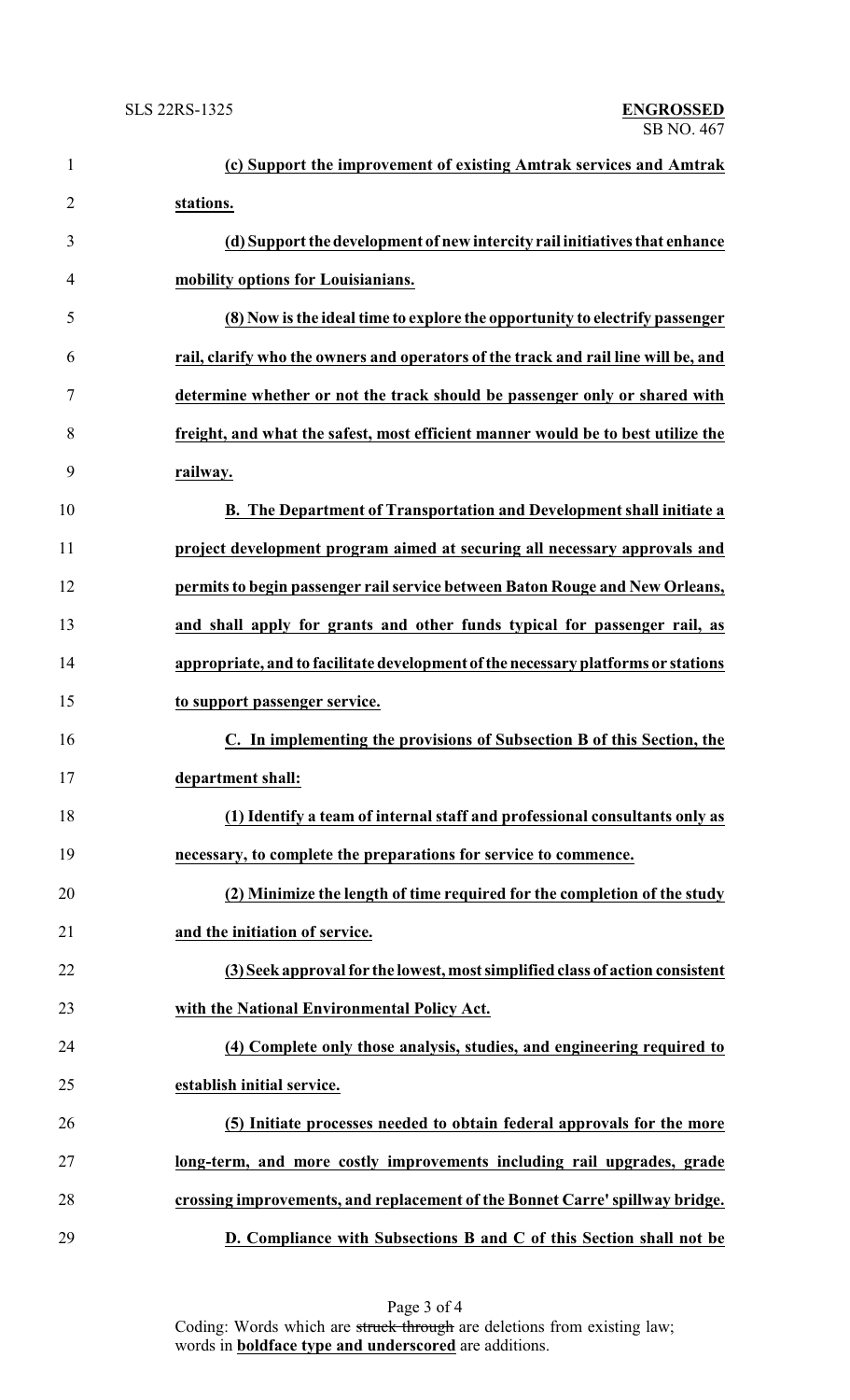**(c) Support the improvement of existing Amtrak services and Amtrak stations.**

**(d) Support the development of new intercity rail initiatives that enhance mobility options for Louisianians.**

**(8) Now is the ideal time to explore the opportunity to electrify passenger rail, clarify who the owners and operators of the track and rail line will be, and determine whether or not the track should be passenger only or shared with freight, and what the safest, most efficient manner would be to best utilize the railway.**

**B. The Department of Transportation and Development shall initiate a project development program aimed at securing all necessary approvals and permits to begin passenger rail service between Baton Rouge and New Orleans, and shall apply for grants and other funds typical for passenger rail, as appropriate, and to facilitate development of the necessary platforms or stations to support passenger service.**

**C. In implementing the provisions of Subsection B of this Section, the department shall:**

**(1) Identify a team of internal staff and professional consultants only as necessary, to complete the preparations for service to commence.**

**(2) Minimize the length of time required for the completion of the study and the initiation of service.**

**(3) Seek approval for the lowest, most simplified class of action consistent with the National Environmental Policy Act.**

**(4) Complete only those analysis, studies, and engineering required to establish initial service.**

**(5) Initiate processes needed to obtain federal approvals for the more long-term, and more costly improvements including rail upgrades, grade crossing improvements, and replacement of the Bonnet Carre' spillway bridge.**

**D. Compliance with Subsections B and C of this Section shall not be**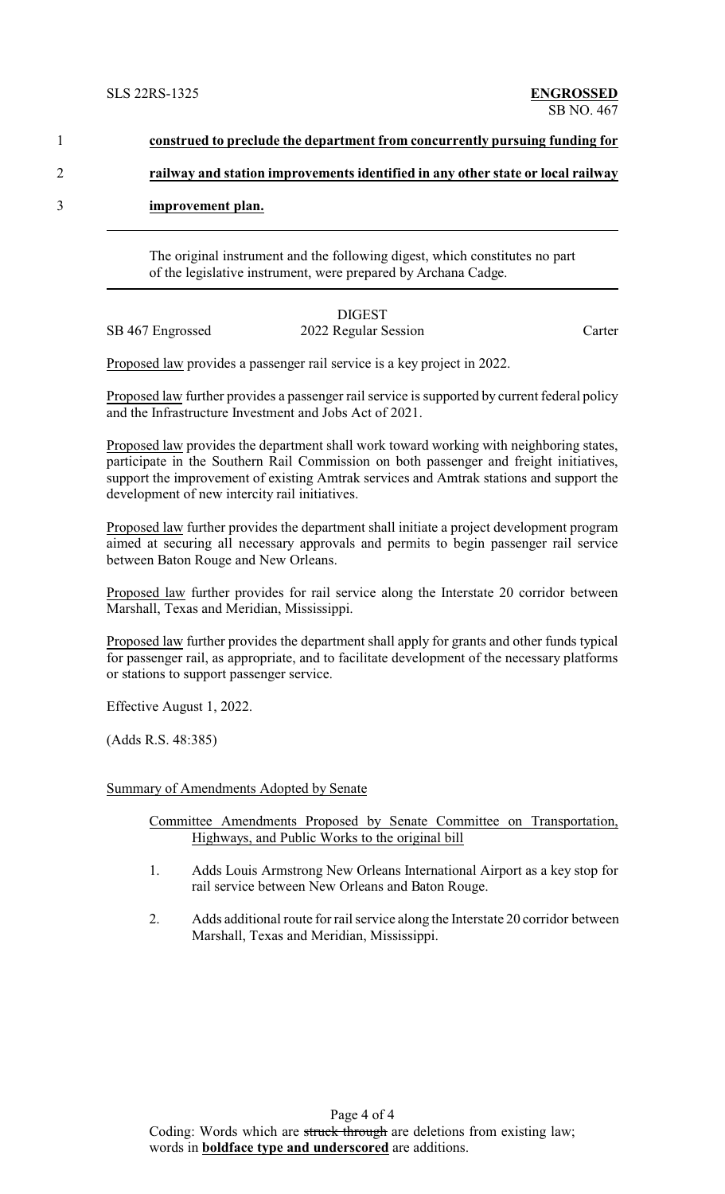**construed to preclude the department from concurrently pursuing funding for railway and station improvements identified in any other state or local railway improvement plan.**

---

The original instrument and the following digest, which constitutes no part of the legislative instrument, were prepared by Archana Cadge.

---

DIGEST

SB 467 Engrossed — 2022 Regular Session — Carter

Proposed law provides a passenger rail service is a key project in 2022.

Proposed law further provides a passenger rail service is supported by current federal policy and the Infrastructure Investment and Jobs Act of 2021.

Proposed law provides the department shall work toward working with neighboring states, participate in the Southern Rail Commission on both passenger and freight initiatives, support the improvement of existing Amtrak services and Amtrak stations and support the development of new intercity rail initiatives.

Proposed law further provides the department shall initiate a project development program aimed at securing all necessary approvals and permits to begin passenger rail service between Baton Rouge and New Orleans.

Proposed law further provides for rail service along the Interstate 20 corridor between Marshall, Texas and Meridian, Mississippi.

Proposed law further provides the department shall apply for grants and other funds typical for passenger rail, as appropriate, and to facilitate development of the necessary platforms or stations to support passenger service.

Effective August 1, 2022.

(Adds R.S. 48:385)

Summary of Amendments Adopted by Senate

Committee Amendments Proposed by Senate Committee on Transportation, Highways, and Public Works to the original bill

1. Adds Louis Armstrong New Orleans International Airport as a key stop for rail service between New Orleans and Baton Rouge.
2. Adds additional route for rail service along the Interstate 20 corridor between Marshall, Texas and Meridian, Mississippi.

Coding: Words which are ~~struck through~~ are deletions from existing law; words in **boldface type and underscored** are additions.